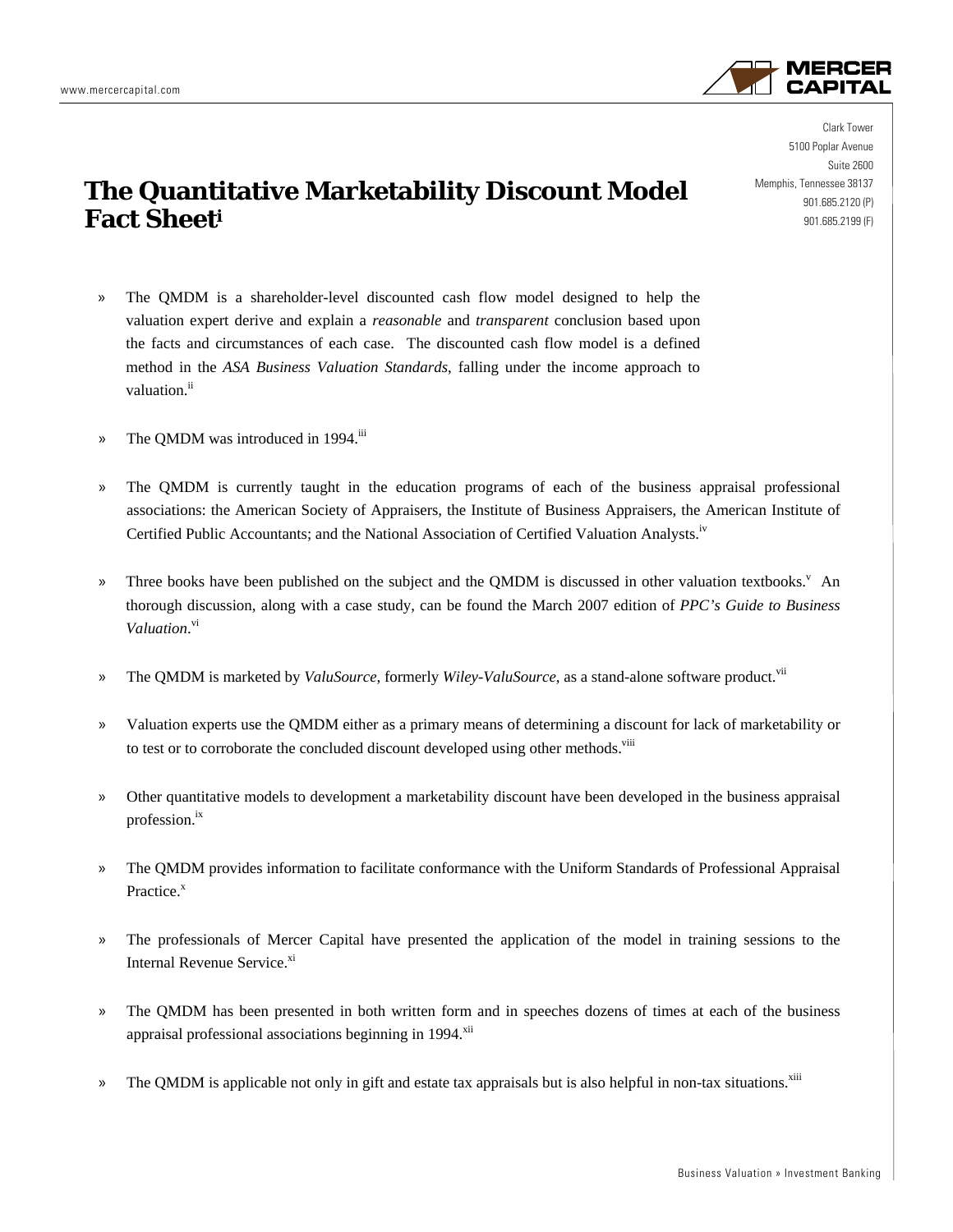# The Quantitative Marketability Discount Model Fact Sheet[i]

Clark Tower
5100 Poplar Avenue
Suite 2600
Memphis, Tennessee 38137
901.685.2120 (P)
901.685.2199 (F)

» The QMDM is a shareholder-level discounted cash flow model designed to help the valuation expert derive and explain a *reasonable* and *transparent* conclusion based upon the facts and circumstances of each case. The discounted cash flow model is a defined method in the *ASA Business Valuation Standards*, falling under the income approach to valuation.[ii]

» The QMDM was introduced in 1994.[iii]

» The QMDM is currently taught in the education programs of each of the business appraisal professional associations: the American Society of Appraisers, the Institute of Business Appraisers, the American Institute of Certified Public Accountants; and the National Association of Certified Valuation Analysts.[iv]

» Three books have been published on the subject and the QMDM is discussed in other valuation textbooks.[v] An thorough discussion, along with a case study, can be found the March 2007 edition of *PPC's Guide to Business Valuation*.[vi]

» The QMDM is marketed by *ValuSource*, formerly *Wiley-ValuSource*, as a stand-alone software product.[vii]

» Valuation experts use the QMDM either as a primary means of determining a discount for lack of marketability or to test or to corroborate the concluded discount developed using other methods.[viii]

» Other quantitative models to development a marketability discount have been developed in the business appraisal profession.[ix]

» The QMDM provides information to facilitate conformance with the Uniform Standards of Professional Appraisal Practice.[x]

» The professionals of Mercer Capital have presented the application of the model in training sessions to the Internal Revenue Service.[xi]

» The QMDM has been presented in both written form and in speeches dozens of times at each of the business appraisal professional associations beginning in 1994.[xii]

» The QMDM is applicable not only in gift and estate tax appraisals but is also helpful in non-tax situations.[xiii]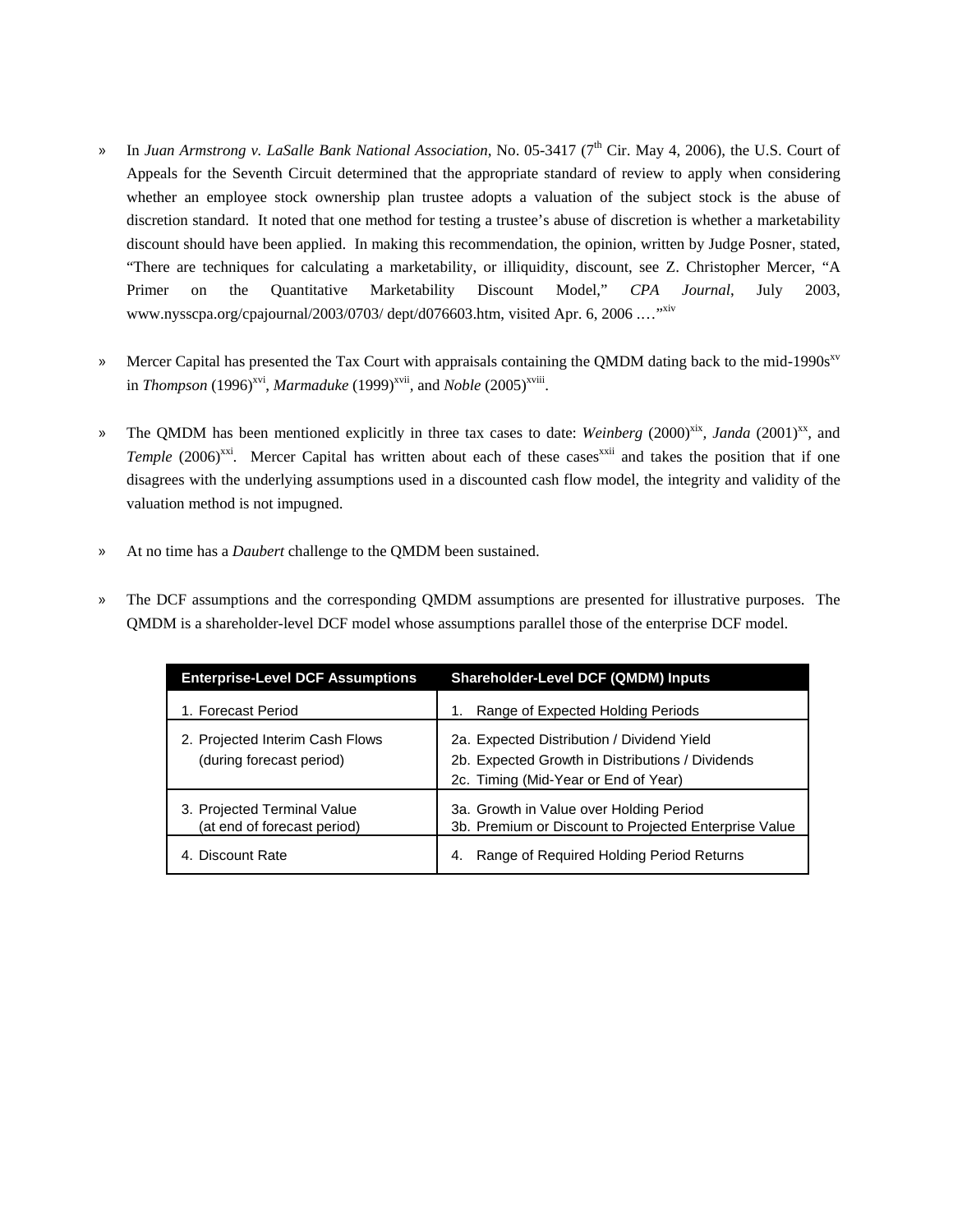- In *Juan Armstrong v. LaSalle Bank National Association*, No. 05-3417 (7th Cir. May 4, 2006), the U.S. Court of Appeals for the Seventh Circuit determined that the appropriate standard of review to apply when considering whether an employee stock ownership plan trustee adopts a valuation of the subject stock is the abuse of discretion standard. It noted that one method for testing a trustee's abuse of discretion is whether a marketability discount should have been applied. In making this recommendation, the opinion, written by Judge Posner, stated, "There are techniques for calculating a marketability, or illiquidity, discount, see Z. Christopher Mercer, "A Primer on the Quantitative Marketability Discount Model," *CPA Journal*, July 2003, www.nysscpa.org/cpajournal/2003/0703/ dept/d076603.htm, visited Apr. 6, 2006 .…"[xiv]

- Mercer Capital has presented the Tax Court with appraisals containing the QMDM dating back to the mid-1990s[xv] in *Thompson* (1996)[xvi], *Marmaduke* (1999)[xvii], and *Noble* (2005)[xviii].

- The QMDM has been mentioned explicitly in three tax cases to date: *Weinberg* (2000)[xix], *Janda* (2001)[xx], and *Temple* (2006)[xxi]. Mercer Capital has written about each of these cases[xxii] and takes the position that if one disagrees with the underlying assumptions used in a discounted cash flow model, the integrity and validity of the valuation method is not impugned.

- At no time has a *Daubert* challenge to the QMDM been sustained.

- The DCF assumptions and the corresponding QMDM assumptions are presented for illustrative purposes. The QMDM is a shareholder-level DCF model whose assumptions parallel those of the enterprise DCF model.

| Enterprise-Level DCF Assumptions | Shareholder-Level DCF (QMDM) Inputs |
|---|---|
| 1. Forecast Period | 1. Range of Expected Holding Periods |
| 2. Projected Interim Cash Flows (during forecast period) | 2a. Expected Distribution / Dividend Yield<br>2b. Expected Growth in Distributions / Dividends<br>2c. Timing (Mid-Year or End of Year) |
| 3. Projected Terminal Value (at end of forecast period) | 3a. Growth in Value over Holding Period<br>3b. Premium or Discount to Projected Enterprise Value |
| 4. Discount Rate | 4. Range of Required Holding Period Returns |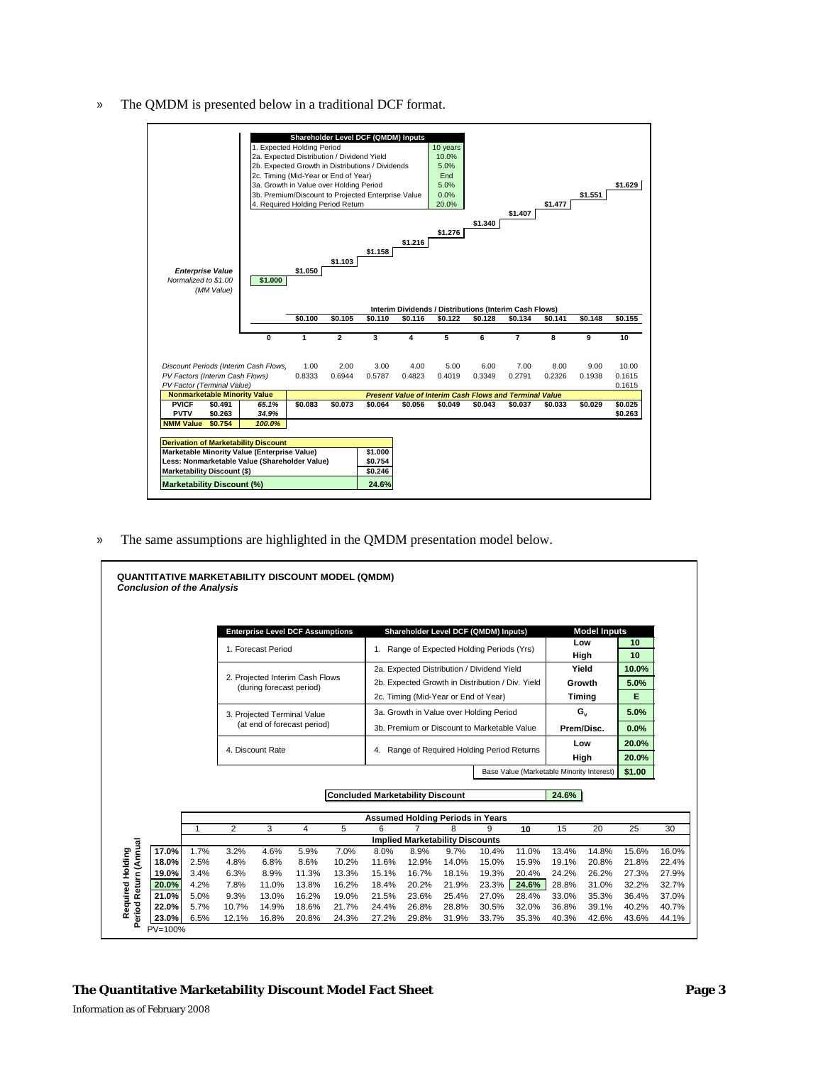» The QMDM is presented below in a traditional DCF format.

**Shareholder Level DCF (QMDM) Inputs**

| | |
|---|---|
| 1. Expected Holding Period | 10 years |
| 2a. Expected Distribution / Dividend Yield | 10.0% |
| 2b. Expected Growth in Distributions / Dividends | 5.0% |
| 2c. Timing (Mid-Year or End of Year) | End |
| 3a. Growth in Value over Holding Period | 5.0% |
| 3b. Premium/Discount to Projected Enterprise Value | 0.0% |
| 4. Required Holding Period Return | 20.0% |

*Enterprise Value*
*Normalized to $1.00*
*(MM Value)*

$1.000 $1.050 $1.103 $1.158 $1.216 $1.276 $1.340 $1.407 $1.477 $1.551 $1.629

| | 0 | 1 | 2 | 3 | 4 | 5 | 6 | 7 | 8 | 9 | 10 |
|---|---|---|---|---|---|---|---|---|---|---|---|
| **Interim Dividends / Distributions (Interim Cash Flows)** | | $0.100 | $0.105 | $0.110 | $0.116 | $0.122 | $0.128 | $0.134 | $0.141 | $0.148 | $0.155 |
| *Discount Periods (Interim Cash Flows)* | | 1.00 | 2.00 | 3.00 | 4.00 | 5.00 | 6.00 | 7.00 | 8.00 | 9.00 | 10.00 |
| *PV Factors (Interim Cash Flows)* | | 0.8333 | 0.6944 | 0.5787 | 0.4823 | 0.4019 | 0.3349 | 0.2791 | 0.2326 | 0.1938 | 0.1615 |
| *PV Factor (Terminal Value)* | | | | | | | | | | | 0.1615 |
| ***Present Value of Interim Cash Flows and Terminal Value*** | | | | | | | | | | | |
| | | $0.083 | $0.073 | $0.064 | $0.056 | $0.049 | $0.043 | $0.037 | $0.033 | $0.029 | $0.025 |
| | | | | | | | | | | | $0.263 |

| Nonmarketable Minority Value | | |
|---|---|---|
| PVICF | $0.491 | 65.1% |
| PVTV | $0.263 | 34.9% |
| NMM Value | $0.754 | 100.0% |

| Derivation of Marketability Discount | |
|---|---|
| Marketable Minority Value (Enterprise Value) | $1.000 |
| Less: Nonmarketable Value (Shareholder Value) | $0.754 |
| Marketability Discount ($) | $0.246 |
| **Marketability Discount (%)** | **24.6%** |

» The same assumptions are highlighted in the QMDM presentation model below.

**QUANTITATIVE MARKETABILITY DISCOUNT MODEL (QMDM)**
***Conclusion of the Analysis***

| Enterprise Level DCF Assumptions | Shareholder Level DCF (QMDM) Inputs) | Model Inputs | |
|---|---|---|---|
| 1. Forecast Period | 1. Range of Expected Holding Periods (Yrs) | Low | 10 |
| | | High | 10 |
| 2. Projected Interim Cash Flows (during forecast period) | 2a. Expected Distribution / Dividend Yield | Yield | 10.0% |
| | 2b. Expected Growth in Distribution / Div. Yield | Growth | 5.0% |
| | 2c. Timing (Mid-Year or End of Year) | Timing | E |
| 3. Projected Terminal Value (at end of forecast period) | 3a. Growth in Value over Holding Period | $G_v$ | 5.0% |
| | 3b. Premium or Discount to Marketable Value | Prem/Disc. | 0.0% |
| 4. Discount Rate | 4. Range of Required Holding Period Returns | Low | 20.0% |
| | | High | 20.0% |
| | | Base Value (Marketable Minority Interest) | $1.00 |

**Concluded Marketability Discount** 24.6%

| Required Holding Period Return (Annual) | Assumed Holding Periods in Years | | | | | | | | | | | | | |
|---|---|---|---|---|---|---|---|---|---|---|---|---|---|---|
| | 1 | 2 | 3 | 4 | 5 | 6 | 7 | 8 | 9 | 10 | 15 | 20 | 25 | 30 |
| | **Implied Marketability Discounts** | | | | | | | | | | | | | |
| **17.0%** | 1.7% | 3.2% | 4.6% | 5.9% | 7.0% | 8.0% | 8.9% | 9.7% | 10.4% | 11.0% | 13.4% | 14.8% | 15.6% | 16.0% |
| **18.0%** | 2.5% | 4.8% | 6.8% | 8.6% | 10.2% | 11.6% | 12.9% | 14.0% | 15.0% | 15.9% | 19.1% | 20.8% | 21.8% | 22.4% |
| **19.0%** | 3.4% | 6.3% | 8.9% | 11.3% | 13.3% | 15.1% | 16.7% | 18.1% | 19.3% | 20.4% | 24.2% | 26.2% | 27.3% | 27.9% |
| **20.0%** | 4.2% | 7.8% | 11.0% | 13.8% | 16.2% | 18.4% | 20.2% | 21.9% | 23.3% | 24.6% | 28.8% | 31.0% | 32.2% | 32.7% |
| **21.0%** | 5.0% | 9.3% | 13.0% | 16.2% | 19.0% | 21.5% | 23.6% | 25.4% | 27.0% | 28.4% | 33.0% | 35.3% | 36.4% | 37.0% |
| **22.0%** | 5.7% | 10.7% | 14.9% | 18.6% | 21.7% | 24.4% | 26.8% | 28.8% | 30.5% | 32.0% | 36.8% | 39.1% | 40.2% | 40.7% |
| **23.0%** | 6.5% | 12.1% | 16.8% | 20.8% | 24.3% | 27.2% | 29.8% | 31.9% | 33.7% | 35.3% | 40.3% | 42.6% | 43.6% | 44.1% |

PV=100%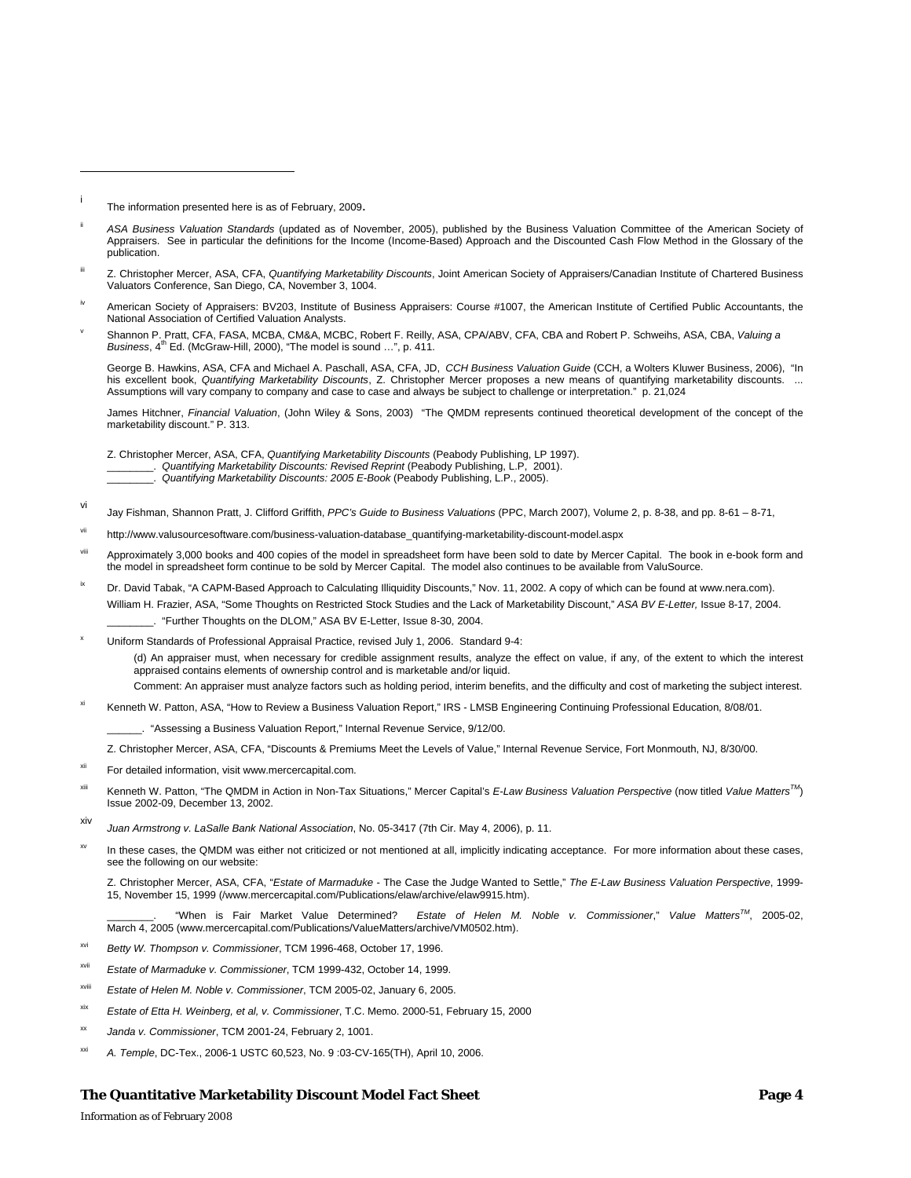---

[i] The information presented here is as of February, 2009.

[ii] *ASA Business Valuation Standards* (updated as of November, 2005), published by the Business Valuation Committee of the American Society of Appraisers. See in particular the definitions for the Income (Income-Based) Approach and the Discounted Cash Flow Method in the Glossary of the publication.

[iii] Z. Christopher Mercer, ASA, CFA, *Quantifying Marketability Discounts*, Joint American Society of Appraisers/Canadian Institute of Chartered Business Valuators Conference, San Diego, CA, November 3, 1004.

[iv] American Society of Appraisers: BV203, Institute of Business Appraisers: Course #1007, the American Institute of Certified Public Accountants, the National Association of Certified Valuation Analysts.

[v] Shannon P. Pratt, CFA, FASA, MCBA, CM&A, MCBC, Robert F. Reilly, ASA, CPA/ABV, CFA, CBA and Robert P. Schweihs, ASA, CBA, *Valuing a Business*, 4th Ed. (McGraw-Hill, 2000), "The model is sound …", p. 411.

George B. Hawkins, ASA, CFA and Michael A. Paschall, ASA, CFA, JD, *CCH Business Valuation Guide* (CCH, a Wolters Kluwer Business, 2006), "In his excellent book, *Quantifying Marketability Discounts*, Z. Christopher Mercer proposes a new means of quantifying marketability discounts. ... Assumptions will vary company to company and case to case and always be subject to challenge or interpretation." p. 21,024

James Hitchner, *Financial Valuation*, (John Wiley & Sons, 2003) "The QMDM represents continued theoretical development of the concept of the marketability discount." P. 313.

Z. Christopher Mercer, ASA, CFA, *Quantifying Marketability Discounts* (Peabody Publishing, LP 1997).
________. *Quantifying Marketability Discounts: Revised Reprint* (Peabody Publishing, L.P, 2001).
________. *Quantifying Marketability Discounts: 2005 E-Book* (Peabody Publishing, L.P., 2005).

[vi] Jay Fishman, Shannon Pratt, J. Clifford Griffith, *PPC's Guide to Business Valuations* (PPC, March 2007), Volume 2, p. 8-38, and pp. 8-61 – 8-71,

[vii] http://www.valusourcesoftware.com/business-valuation-database_quantifying-marketability-discount-model.aspx

[viii] Approximately 3,000 books and 400 copies of the model in spreadsheet form have been sold to date by Mercer Capital. The book in e-book form and the model in spreadsheet form continue to be sold by Mercer Capital. The model also continues to be available from ValuSource.

[ix] Dr. David Tabak, "A CAPM-Based Approach to Calculating Illiquidity Discounts," Nov. 11, 2002. A copy of which can be found at www.nera.com).
William H. Frazier, ASA, "Some Thoughts on Restricted Stock Studies and the Lack of Marketability Discount," *ASA BV E-Letter,* Issue 8-17, 2004.
________. "Further Thoughts on the DLOM," ASA BV E-Letter, Issue 8-30, 2004.

[x] Uniform Standards of Professional Appraisal Practice, revised July 1, 2006. Standard 9-4:

(d) An appraiser must, when necessary for credible assignment results, analyze the effect on value, if any, of the extent to which the interest appraised contains elements of ownership control and is marketable and/or liquid.

Comment: An appraiser must analyze factors such as holding period, interim benefits, and the difficulty and cost of marketing the subject interest.

[xi] Kenneth W. Patton, ASA, "How to Review a Business Valuation Report," IRS - LMSB Engineering Continuing Professional Education, 8/08/01.

______. "Assessing a Business Valuation Report," Internal Revenue Service, 9/12/00.

Z. Christopher Mercer, ASA, CFA, "Discounts & Premiums Meet the Levels of Value," Internal Revenue Service, Fort Monmouth, NJ, 8/30/00.

[xii] For detailed information, visit www.mercercapital.com.

[xiii] Kenneth W. Patton, "The QMDM in Action in Non-Tax Situations," Mercer Capital's *E-Law Business Valuation Perspective* (now titled *Value Matters™*) Issue 2002-09, December 13, 2002.

[xiv] *Juan Armstrong v. LaSalle Bank National Association*, No. 05-3417 (7th Cir. May 4, 2006), p. 11.

[xv] In these cases, the QMDM was either not criticized or not mentioned at all, implicitly indicating acceptance. For more information about these cases, see the following on our website:

Z. Christopher Mercer, ASA, CFA, "*Estate of Marmaduke* - The Case the Judge Wanted to Settle," *The E-Law Business Valuation Perspective*, 1999-15, November 15, 1999 (/www.mercercapital.com/Publications/elaw/archive/elaw9915.htm).

________. "When is Fair Market Value Determined? *Estate of Helen M. Noble v. Commissioner*," *Value Matters™*, 2005-02, March 4, 2005 (www.mercercapital.com/Publications/ValueMatters/archive/VM0502.htm).

[xvi] *Betty W. Thompson v. Commissioner*, TCM 1996-468, October 17, 1996.

[xvii] *Estate of Marmaduke v. Commissioner*, TCM 1999-432, October 14, 1999.

[xviii] *Estate of Helen M. Noble v. Commissioner*, TCM 2005-02, January 6, 2005.

[xix] *Estate of Etta H. Weinberg, et al, v. Commissioner*, T.C. Memo. 2000-51, February 15, 2000

[xx] *Janda v. Commissioner*, TCM 2001-24, February 2, 1001.

[xxi] *A. Temple*, DC-Tex., 2006-1 USTC 60,523, No. 9 :03-CV-165(TH), April 10, 2006.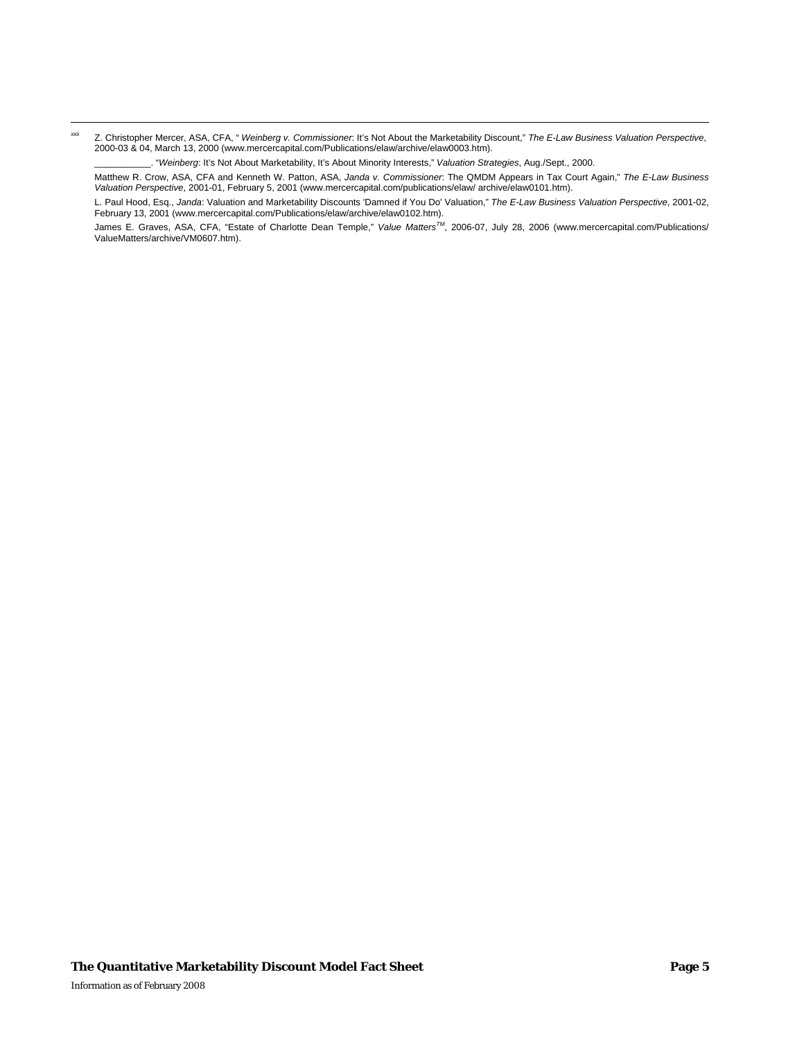[xxii] Z. Christopher Mercer, ASA, CFA, " *Weinberg v. Commissioner*: It's Not About the Marketability Discount," *The E-Law Business Valuation Perspective*, 2000-03 & 04, March 13, 2000 (www.mercercapital.com/Publications/elaw/archive/elaw0003.htm).

___________. "*Weinberg*: It's Not About Marketability, It's About Minority Interests," *Valuation Strategies*, Aug./Sept., 2000.

Matthew R. Crow, ASA, CFA and Kenneth W. Patton, ASA, *Janda v. Commissioner*: The QMDM Appears in Tax Court Again," *The E-Law Business Valuation Perspective*, 2001-01, February 5, 2001 (www.mercercapital.com/publications/elaw/ archive/elaw0101.htm).

L. Paul Hood, Esq., *Janda*: Valuation and Marketability Discounts 'Damned if You Do' Valuation," *The E-Law Business Valuation Perspective*, 2001-02, February 13, 2001 (www.mercercapital.com/Publications/elaw/archive/elaw0102.htm).

James E. Graves, ASA, CFA, "Estate of Charlotte Dean Temple," *Value Matters*[TM], 2006-07, July 28, 2006 (www.mercercapital.com/Publications/ ValueMatters/archive/VM0607.htm).